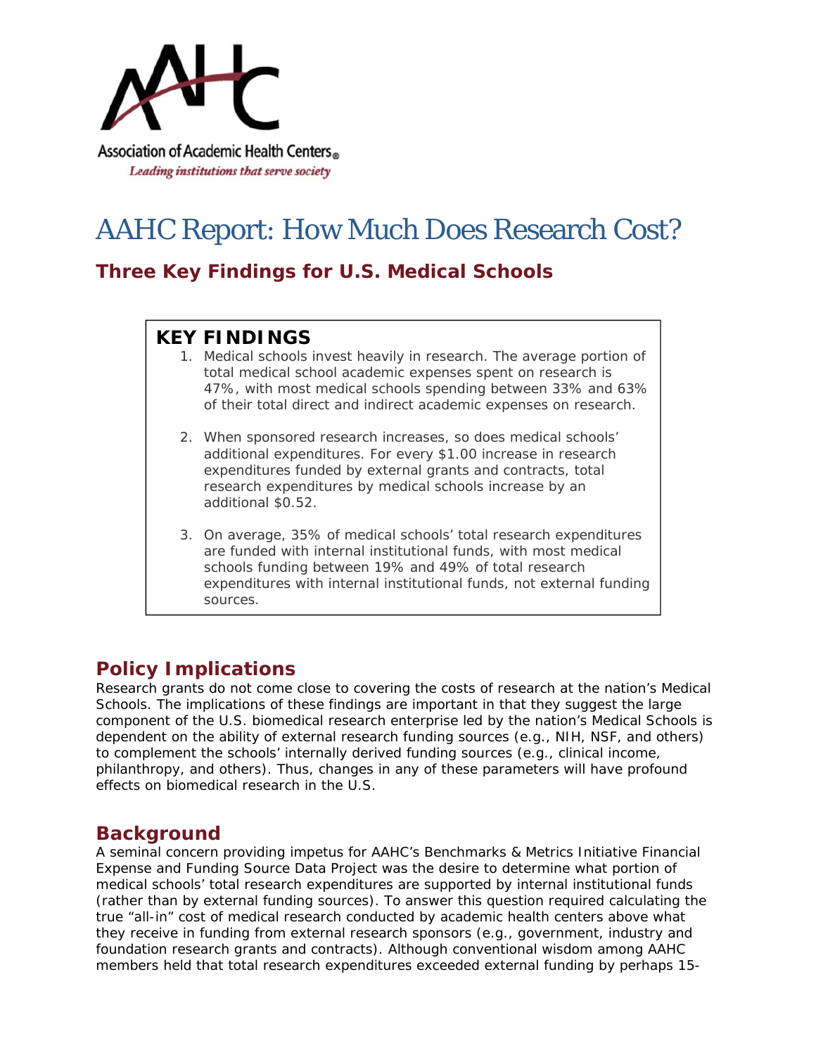Association of Academic Health Centers®

*Leading institutions that serve society*

# AAHC Report: How Much Does Research Cost?

## Three Key Findings for U.S. Medical Schools

**KEY FINDINGS**

1. Medical schools invest heavily in research. The average portion of total medical school academic expenses spent on research is 47%, with most medical schools spending between 33% and 63% of their total direct and indirect academic expenses on research.

2. When sponsored research increases, so does medical schools' additional expenditures. For every $1.00 increase in research expenditures funded by external grants and contracts, total research expenditures by medical schools increase by an additional $0.52.

3. On average, 35% of medical schools' total research expenditures are funded with internal institutional funds, with most medical schools funding between 19% and 49% of total research expenditures with internal institutional funds, not external funding sources.

## Policy Implications

Research grants do not come close to covering the costs of research at the nation's Medical Schools. The implications of these findings are important in that they suggest the large component of the U.S. biomedical research enterprise led by the nation's Medical Schools is dependent on the ability of external research funding sources (e.g., NIH, NSF, and others) to complement the schools' internally derived funding sources (e.g., clinical income, philanthropy, and others). Thus, changes in any of these parameters will have profound effects on biomedical research in the U.S.

## Background

A seminal concern providing impetus for AAHC's Benchmarks & Metrics Initiative Financial Expense and Funding Source Data Project was the desire to determine what portion of medical schools' total research expenditures are supported by internal institutional funds (rather than by external funding sources). To answer this question required calculating the true "all-in" cost of medical research conducted by academic health centers above what they receive in funding from external research sponsors (e.g., government, industry and foundation research grants and contracts). Although conventional wisdom among AAHC members held that total research expenditures exceeded external funding by perhaps 15-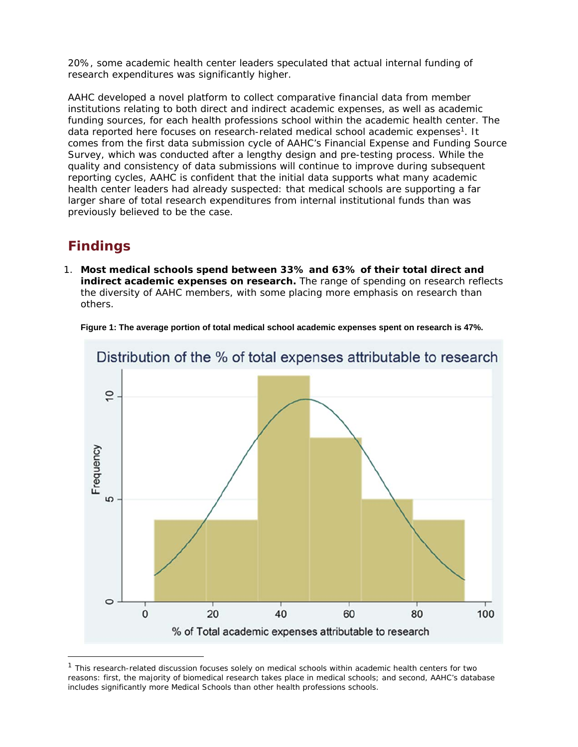20%, some academic health center leaders speculated that actual internal funding of research expenditures was significantly higher.

AAHC developed a novel platform to collect comparative financial data from member institutions relating to both direct and indirect academic expenses, as well as academic funding sources, for each health professions school within the academic health center. The data reported here focuses on research-related medical school academic expenses[1]. It comes from the first data submission cycle of AAHC's Financial Expense and Funding Source Survey, which was conducted after a lengthy design and pre-testing process. While the quality and consistency of data submissions will continue to improve during subsequent reporting cycles, AAHC is confident that the initial data supports what many academic health center leaders had already suspected: that medical schools are supporting a far larger share of total research expenditures from internal institutional funds than was previously believed to be the case.

## Findings

1. **Most medical schools spend between 33% and 63% of their total direct and indirect academic expenses on research.** The range of spending on research reflects the diversity of AAHC members, with some placing more emphasis on research than others.

**Figure 1: The average portion of total medical school academic expenses spent on research is 47%.**

Distribution of the % of total expenses attributable to research

---

[1] This research-related discussion focuses solely on medical schools within academic health centers for two reasons: first, the majority of biomedical research takes place in medical schools; and second, AAHC's database includes significantly more Medical Schools than other health professions schools.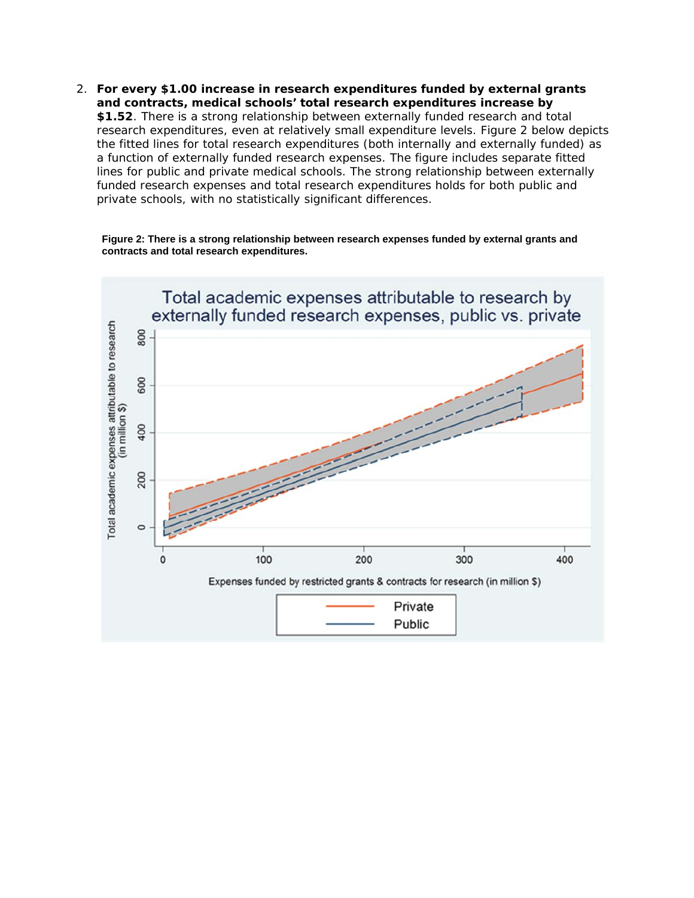2. **For every $1.00 increase in research expenditures funded by external grants and contracts, medical schools' total research expenditures increase by $1.52**. There is a strong relationship between externally funded research and total research expenditures, even at relatively small expenditure levels. Figure 2 below depicts the fitted lines for total research expenditures (both internally and externally funded) as a function of externally funded research expenses. The figure includes separate fitted lines for public and private medical schools. The strong relationship between externally funded research expenses and total research expenditures holds for both public and private schools, with no statistically significant differences.

**Figure 2: There is a strong relationship between research expenses funded by external grants and contracts and total research expenditures.**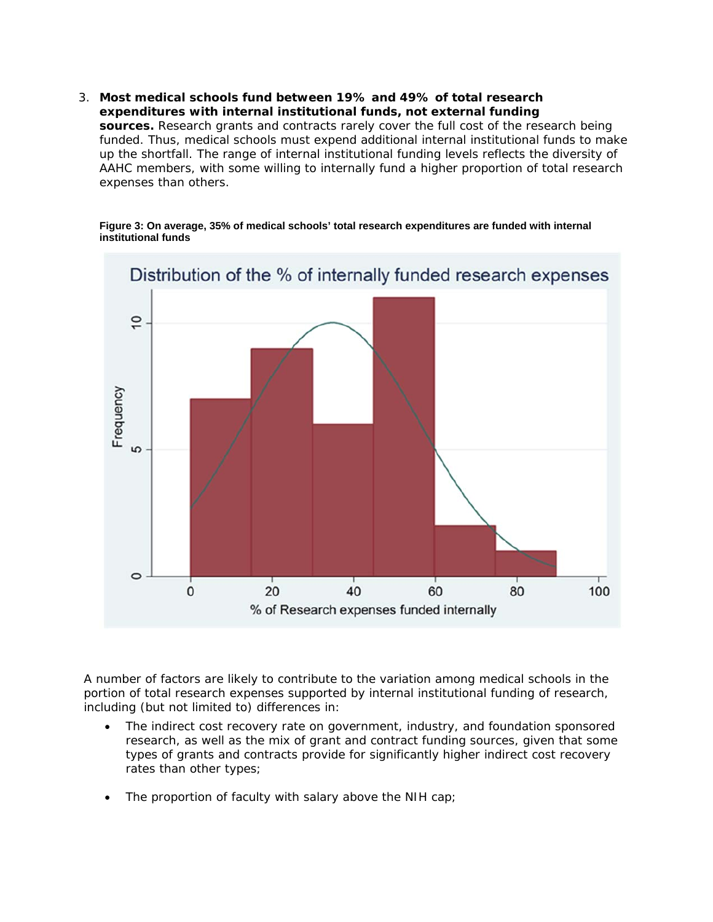3. **Most medical schools fund between 19% and 49% of total research expenditures with internal institutional funds, not external funding sources.** Research grants and contracts rarely cover the full cost of the research being funded. Thus, medical schools must expend additional internal institutional funds to make up the shortfall. The range of internal institutional funding levels reflects the diversity of AAHC members, with some willing to internally fund a higher proportion of total research expenses than others.

**Figure 3: On average, 35% of medical schools' total research expenditures are funded with internal institutional funds**

A number of factors are likely to contribute to the variation among medical schools in the portion of total research expenses supported by internal institutional funding of research, including (but not limited to) differences in:

- The indirect cost recovery rate on government, industry, and foundation sponsored research, as well as the mix of grant and contract funding sources, given that some types of grants and contracts provide for significantly higher indirect cost recovery rates than other types;

- The proportion of faculty with salary above the NIH cap;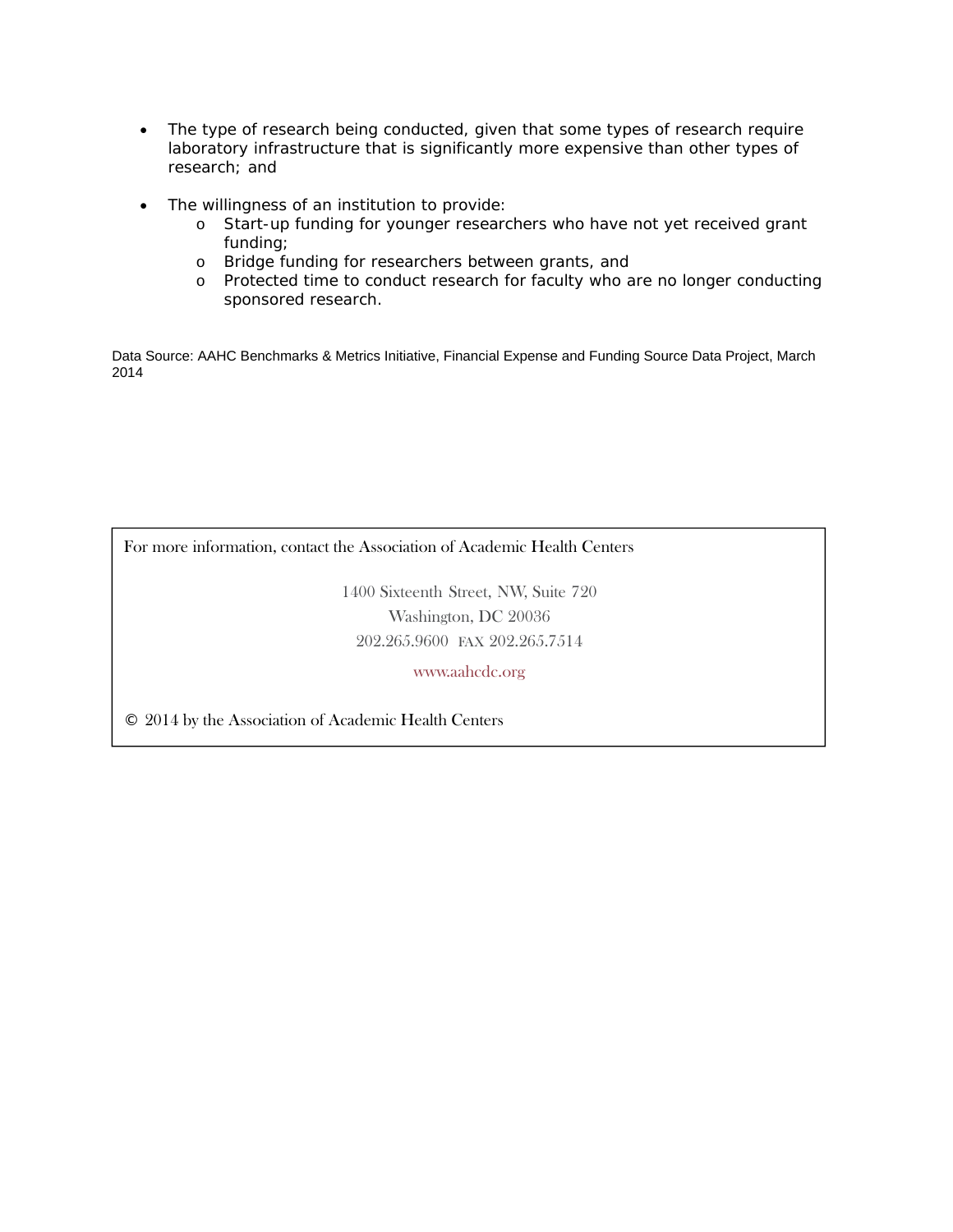- The type of research being conducted, given that some types of research require laboratory infrastructure that is significantly more expensive than other types of research; and

- The willingness of an institution to provide:
  - Start-up funding for younger researchers who have not yet received grant funding;
  - Bridge funding for researchers between grants, and
  - Protected time to conduct research for faculty who are no longer conducting sponsored research.

Data Source: AAHC Benchmarks & Metrics Initiative, Financial Expense and Funding Source Data Project, March 2014

For more information, contact the Association of Academic Health Centers

1400 Sixteenth Street, NW, Suite 720
Washington, DC 20036
202.265.9600 FAX 202.265.7514

www.aahcdc.org

© 2014 by the Association of Academic Health Centers